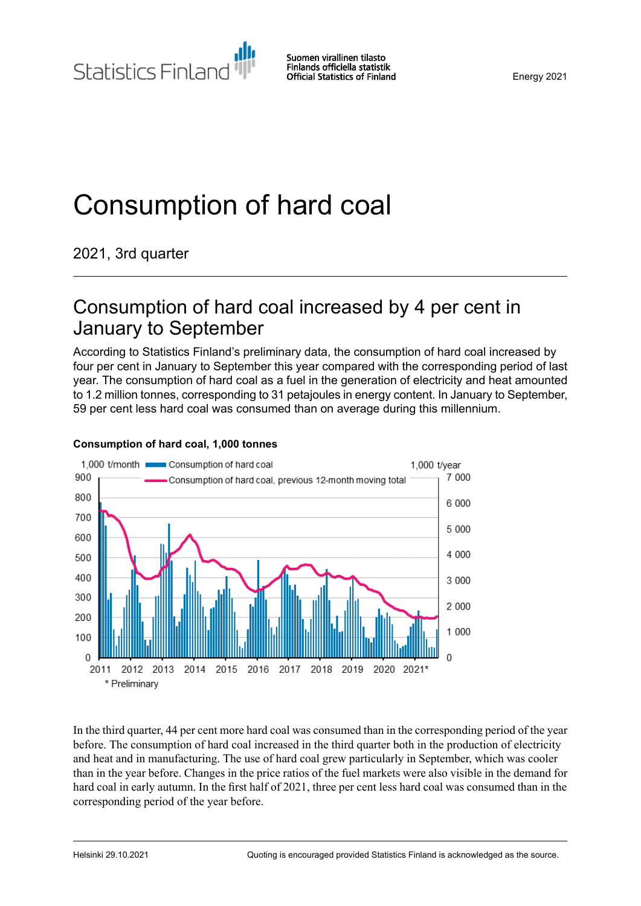# Consumption of hard coal

2021, 3rd quarter

## Consumption of hard coal increased by 4 per cent in January to September

According to Statistics Finland's preliminary data, the consumption of hard coal increased by four per cent in January to September this year compared with the corresponding period of last year. The consumption of hard coal as a fuel in the generation of electricity and heat amounted to 1.2 million tonnes, corresponding to 31 petajoules in energy content. In January to September, 59 per cent less hard coal was consumed than on average during this millennium.

**Consumption of hard coal, 1,000 tonnes**

\* Preliminary

In the third quarter, 44 per cent more hard coal was consumed than in the corresponding period of the year before. The consumption of hard coal increased in the third quarter both in the production of electricity and heat and in manufacturing. The use of hard coal grew particularly in September, which was cooler than in the year before. Changes in the price ratios of the fuel markets were also visible in the demand for hard coal in early autumn. In the first half of 2021, three per cent less hard coal was consumed than in the corresponding period of the year before.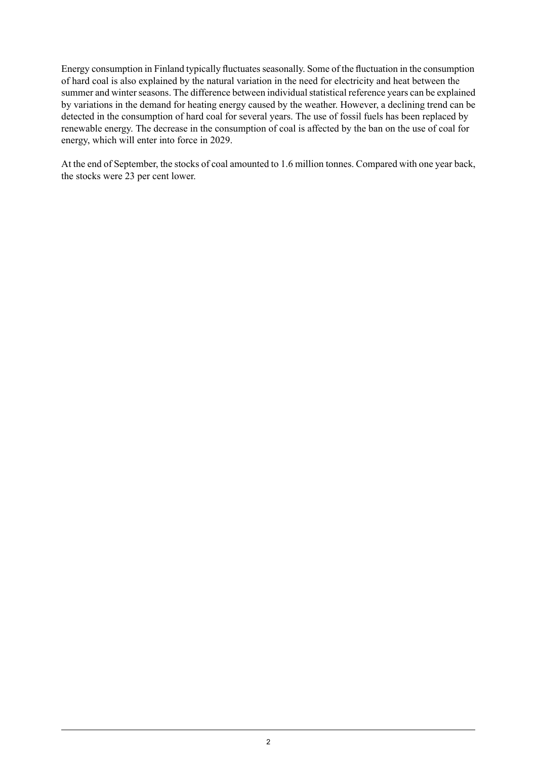Energy consumption in Finland typically fluctuates seasonally. Some of the fluctuation in the consumption of hard coal is also explained by the natural variation in the need for electricity and heat between the summer and winter seasons. The difference between individual statistical reference years can be explained by variations in the demand for heating energy caused by the weather. However, a declining trend can be detected in the consumption of hard coal for several years. The use of fossil fuels has been replaced by renewable energy. The decrease in the consumption of coal is affected by the ban on the use of coal for energy, which will enter into force in 2029.

At the end of September, the stocks of coal amounted to 1.6 million tonnes. Compared with one year back, the stocks were 23 per cent lower.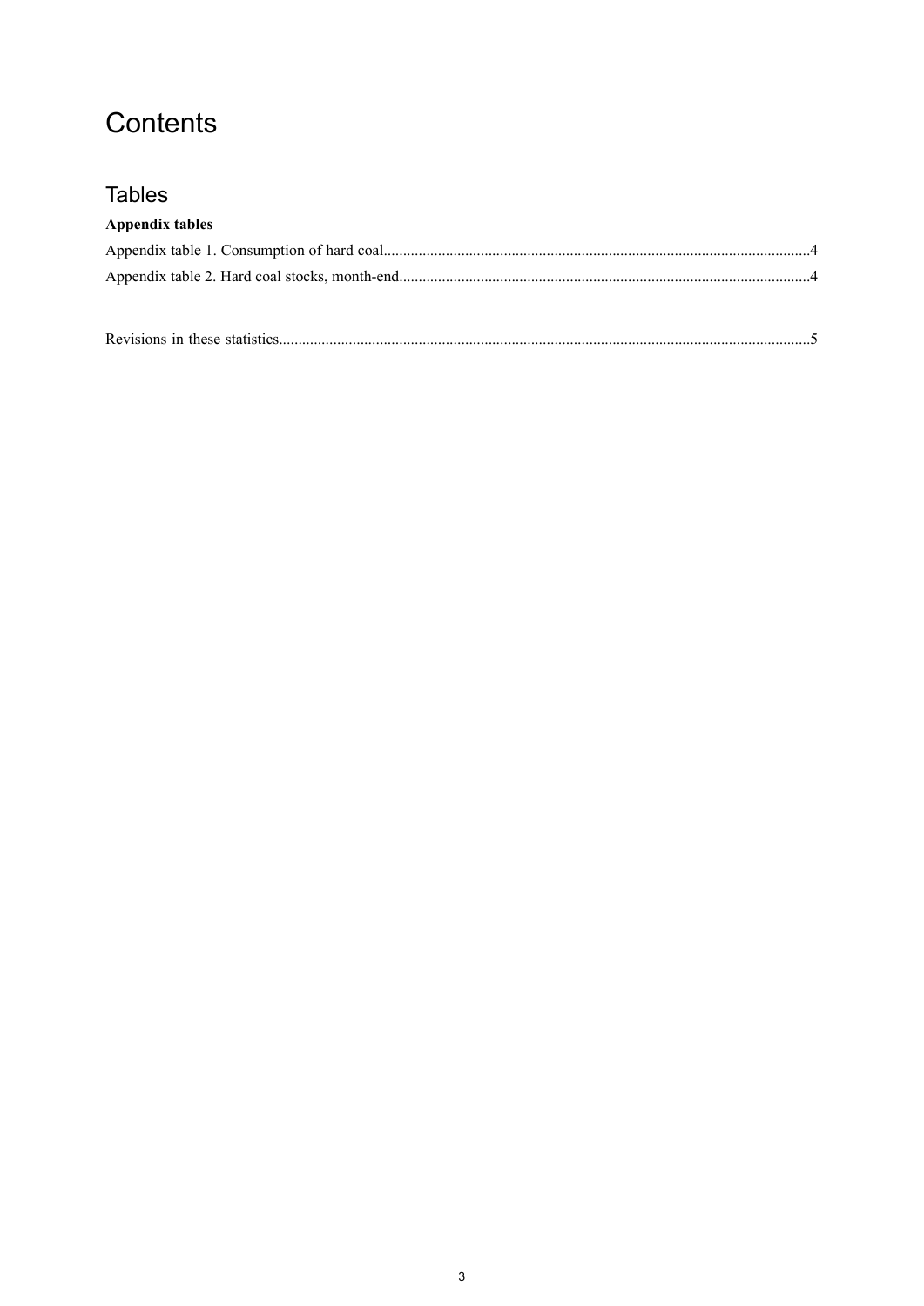# Contents

## Tables

**Appendix tables**

Appendix table 1. Consumption of hard coal....................................................................................................4

Appendix table 2. Hard coal stocks, month-end..............................................................................................4

Revisions in these statistics...............................................................................................................................5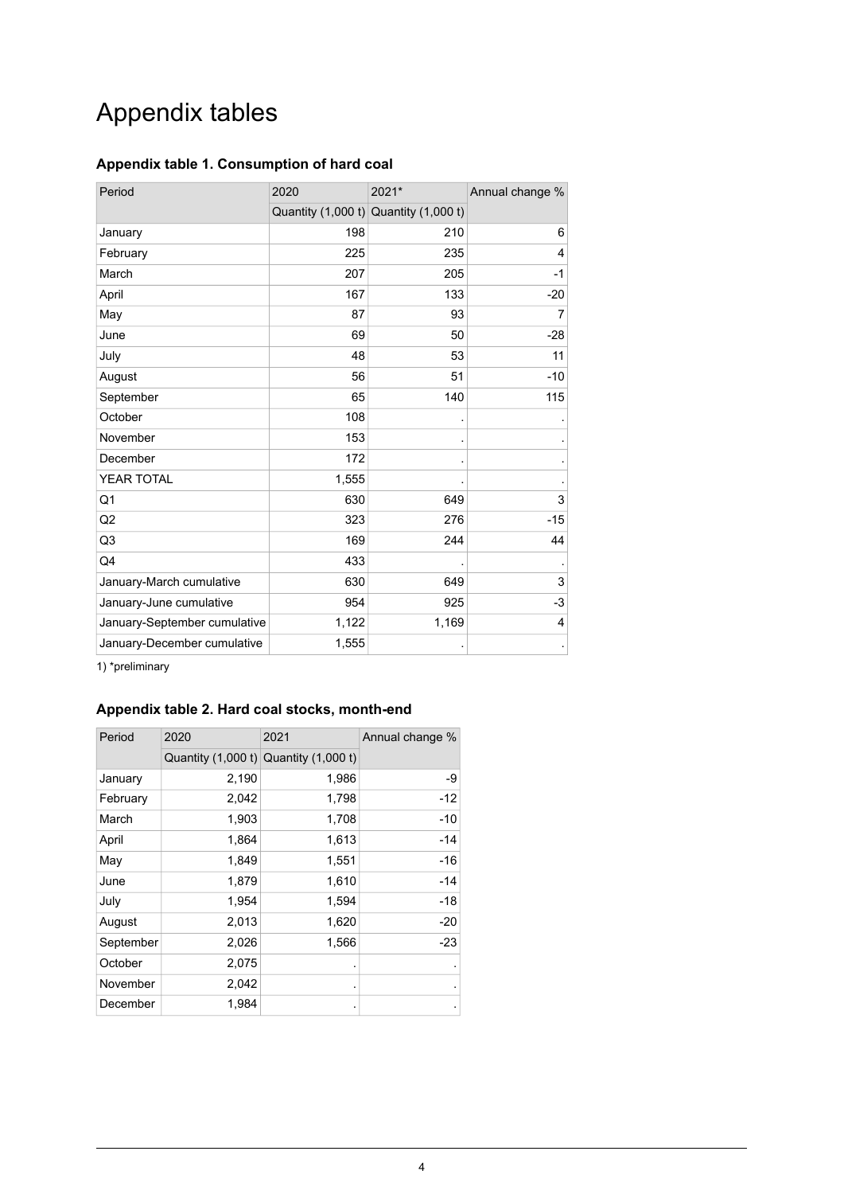# Appendix tables

### Appendix table 1. Consumption of hard coal

| Period | 2020 | 2021* | Annual change % |
|---|---|---|---|
| | Quantity (1,000 t) | Quantity (1,000 t) | |
| January | 198 | 210 | 6 |
| February | 225 | 235 | 4 |
| March | 207 | 205 | -1 |
| April | 167 | 133 | -20 |
| May | 87 | 93 | 7 |
| June | 69 | 50 | -28 |
| July | 48 | 53 | 11 |
| August | 56 | 51 | -10 |
| September | 65 | 140 | 115 |
| October | 108 | . | . |
| November | 153 | . | . |
| December | 172 | . | . |
| YEAR TOTAL | 1,555 | . | . |
| Q1 | 630 | 649 | 3 |
| Q2 | 323 | 276 | -15 |
| Q3 | 169 | 244 | 44 |
| Q4 | 433 | . | . |
| January-March cumulative | 630 | 649 | 3 |
| January-June cumulative | 954 | 925 | -3 |
| January-September cumulative | 1,122 | 1,169 | 4 |
| January-December cumulative | 1,555 | . | . |

1) *preliminary

### Appendix table 2. Hard coal stocks, month-end

| Period | 2020 | 2021 | Annual change % |
|---|---|---|---|
| | Quantity (1,000 t) | Quantity (1,000 t) | |
| January | 2,190 | 1,986 | -9 |
| February | 2,042 | 1,798 | -12 |
| March | 1,903 | 1,708 | -10 |
| April | 1,864 | 1,613 | -14 |
| May | 1,849 | 1,551 | -16 |
| June | 1,879 | 1,610 | -14 |
| July | 1,954 | 1,594 | -18 |
| August | 2,013 | 1,620 | -20 |
| September | 2,026 | 1,566 | -23 |
| October | 2,075 | . | . |
| November | 2,042 | . | . |
| December | 1,984 | . | . |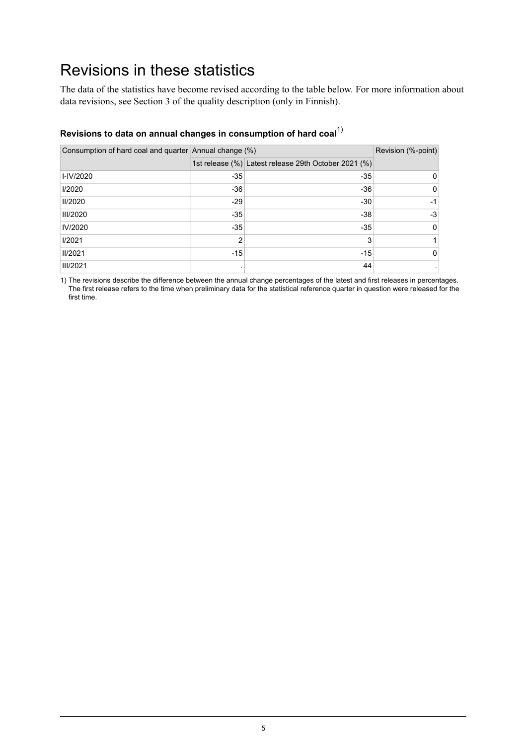# Revisions in these statistics

The data of the statistics have become revised according to the table below. For more information about data revisions, see Section 3 of the quality description (only in Finnish).

### Revisions to data on annual changes in consumption of hard coal[1)]

| Consumption of hard coal and quarter | Annual change (%) | | Revision (%-point) |
|---|---|---|---|
| | 1st release (%) | Latest release 29th October 2021 (%) | |
| I-IV/2020 | -35 | -35 | 0 |
| I/2020 | -36 | -36 | 0 |
| II/2020 | -29 | -30 | -1 |
| III/2020 | -35 | -38 | -3 |
| IV/2020 | -35 | -35 | 0 |
| I/2021 | 2 | 3 | 1 |
| II/2021 | -15 | -15 | 0 |
| III/2021 | . | 44 | . |

1) The revisions describe the difference between the annual change percentages of the latest and first releases in percentages. The first release refers to the time when preliminary data for the statistical reference quarter in question were released for the first time.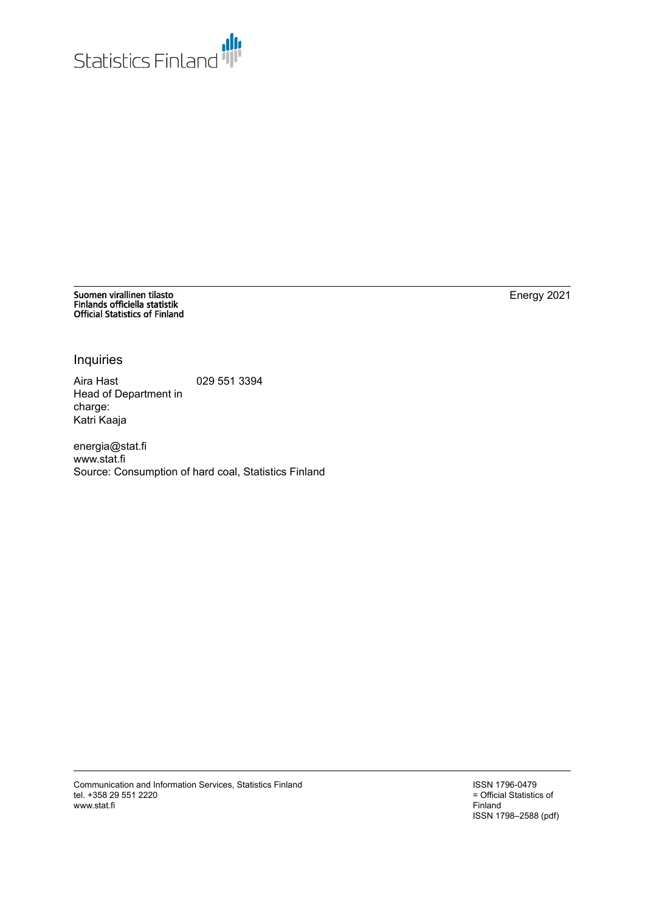Statistics Finland

Suomen virallinen tilasto
Finlands officiella statistik
Official Statistics of Finland

Energy 2021

## Inquiries

Aira Hast 029 551 3394

Head of Department in charge:
Katri Kaaja

energia@stat.fi
www.stat.fi
Source: Consumption of hard coal, Statistics Finland

Communication and Information Services, Statistics Finland
tel. +358 29 551 2220
www.stat.fi

ISSN 1796-0479
= Official Statistics of Finland
ISSN 1798–2588 (pdf)